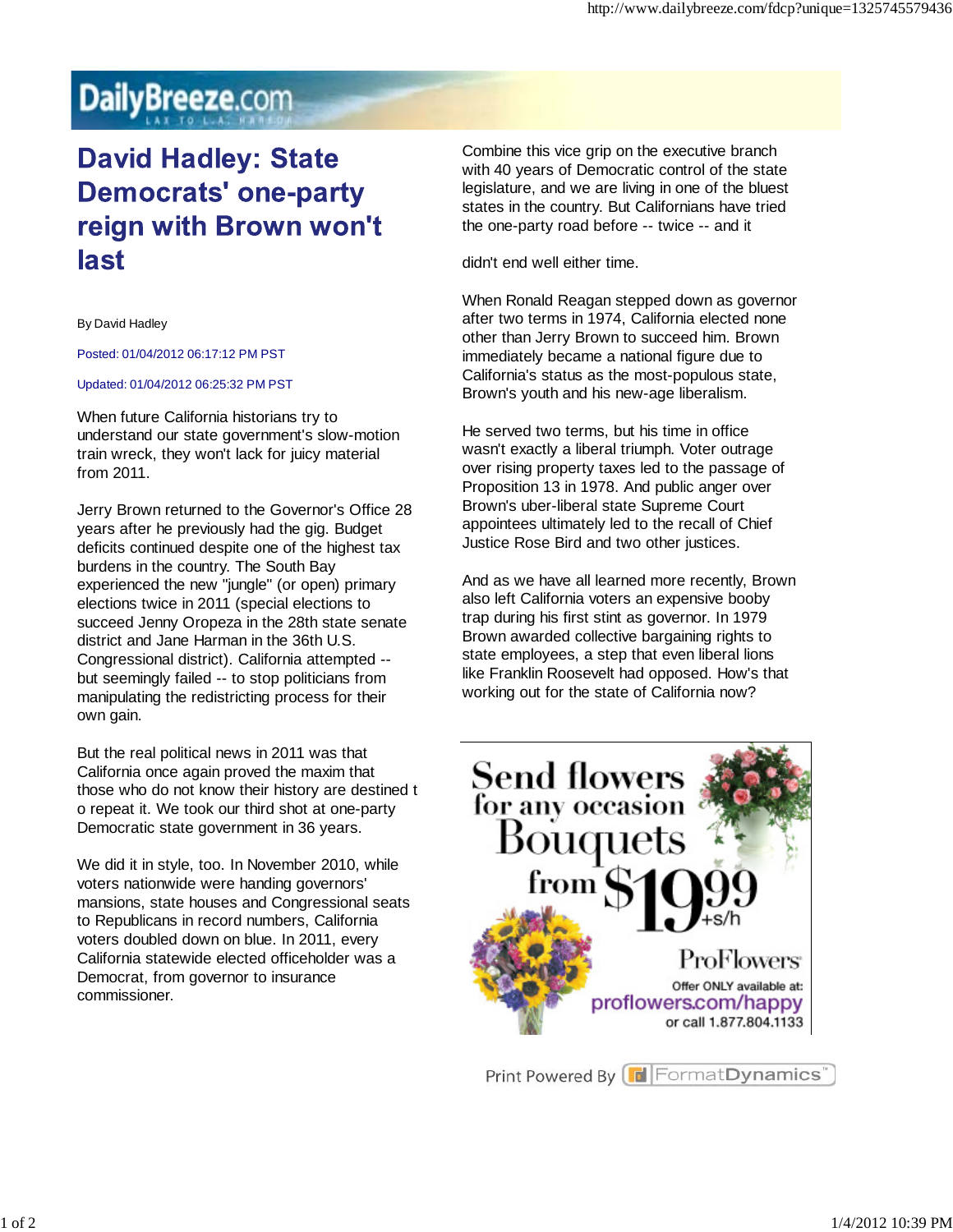# David Hadley: State Democrats' one-party reign with Brown won't last

By David Hadley

Posted: 01/04/2012 06:17:12 PM PST

Updated: 01/04/2012 06:25:32 PM PST

When future California historians try to understand our state government's slow-motion train wreck, they won't lack for juicy material from 2011.

Jerry Brown returned to the Governor's Office 28 years after he previously had the gig. Budget deficits continued despite one of the highest tax burdens in the country. The South Bay experienced the new "jungle" (or open) primary elections twice in 2011 (special elections to succeed Jenny Oropeza in the 28th state senate district and Jane Harman in the 36th U.S. Congressional district). California attempted -- but seemingly failed -- to stop politicians from manipulating the redistricting process for their own gain.

But the real political news in 2011 was that California once again proved the maxim that those who do not know their history are destined to repeat it. We took our third shot at one-party Democratic state government in 36 years.

We did it in style, too. In November 2010, while voters nationwide were handing governors' mansions, state houses and Congressional seats to Republicans in record numbers, California voters doubled down on blue. In 2011, every California statewide elected officeholder was a Democrat, from governor to insurance commissioner.

Combine this vice grip on the executive branch with 40 years of Democratic control of the state legislature, and we are living in one of the bluest states in the country. But Californians have tried the one-party road before -- twice -- and it didn't end well either time.

When Ronald Reagan stepped down as governor after two terms in 1974, California elected none other than Jerry Brown to succeed him. Brown immediately became a national figure due to California's status as the most-populous state, Brown's youth and his new-age liberalism.

He served two terms, but his time in office wasn't exactly a liberal triumph. Voter outrage over rising property taxes led to the passage of Proposition 13 in 1978. And public anger over Brown's uber-liberal state Supreme Court appointees ultimately led to the recall of Chief Justice Rose Bird and two other justices.

And as we have all learned more recently, Brown also left California voters an expensive booby trap during his first stint as governor. In 1979 Brown awarded collective bargaining rights to state employees, a step that even liberal lions like Franklin Roosevelt had opposed. How's that working out for the state of California now?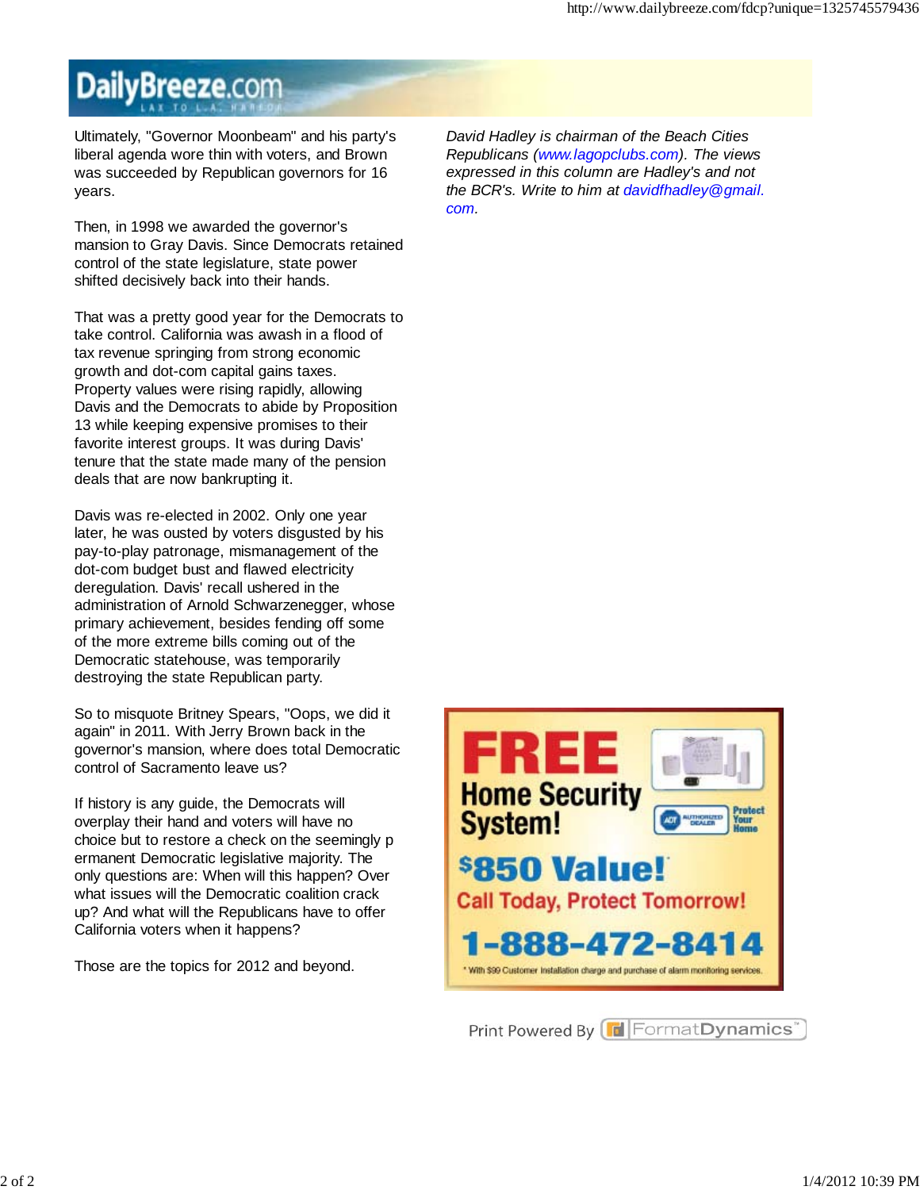Ultimately, "Governor Moonbeam" and his party's liberal agenda wore thin with voters, and Brown was succeeded by Republican governors for 16 years.

Then, in 1998 we awarded the governor's mansion to Gray Davis. Since Democrats retained control of the state legislature, state power shifted decisively back into their hands.

That was a pretty good year for the Democrats to take control. California was awash in a flood of tax revenue springing from strong economic growth and dot-com capital gains taxes. Property values were rising rapidly, allowing Davis and the Democrats to abide by Proposition 13 while keeping expensive promises to their favorite interest groups. It was during Davis' tenure that the state made many of the pension deals that are now bankrupting it.

Davis was re-elected in 2002. Only one year later, he was ousted by voters disgusted by his pay-to-play patronage, mismanagement of the dot-com budget bust and flawed electricity deregulation. Davis' recall ushered in the administration of Arnold Schwarzenegger, whose primary achievement, besides fending off some of the more extreme bills coming out of the Democratic statehouse, was temporarily destroying the state Republican party.

So to misquote Britney Spears, "Oops, we did it again" in 2011. With Jerry Brown back in the governor's mansion, where does total Democratic control of Sacramento leave us?

If history is any guide, the Democrats will overplay their hand and voters will have no choice but to restore a check on the seemingly permanent Democratic legislative majority. The only questions are: When will this happen? Over what issues will the Democratic coalition crack up? And what will the Republicans have to offer California voters when it happens?

Those are the topics for 2012 and beyond.

*David Hadley is chairman of the Beach Cities Republicans (www.lagopclubs.com). The views expressed in this column are Hadley's and not the BCR's. Write to him at davidfhadley@gmail.com.*